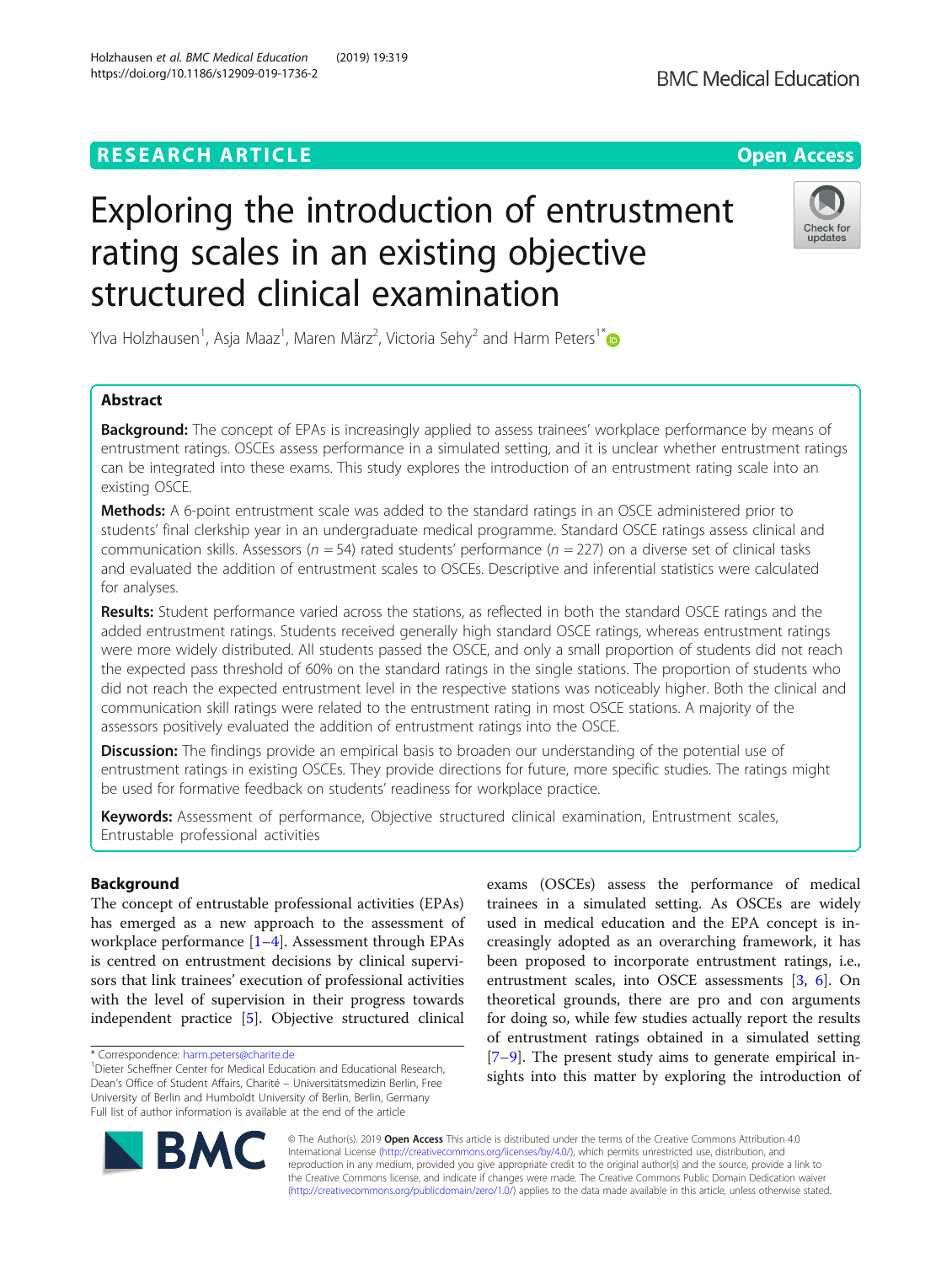RESEARCH ARTICLE

Open Access

# Exploring the introduction of entrustment rating scales in an existing objective structured clinical examination

Ylva Holzhausen[1], Asja Maaz[1], Maren März[2], Victoria Sehy[2] and Harm Peters[1*]

## Abstract

**Background:** The concept of EPAs is increasingly applied to assess trainees' workplace performance by means of entrustment ratings. OSCEs assess performance in a simulated setting, and it is unclear whether entrustment ratings can be integrated into these exams. This study explores the introduction of an entrustment rating scale into an existing OSCE.

**Methods:** A 6-point entrustment scale was added to the standard ratings in an OSCE administered prior to students' final clerkship year in an undergraduate medical programme. Standard OSCE ratings assess clinical and communication skills. Assessors ($n$ = 54) rated students' performance ($n$ = 227) on a diverse set of clinical tasks and evaluated the addition of entrustment scales to OSCEs. Descriptive and inferential statistics were calculated for analyses.

**Results:** Student performance varied across the stations, as reflected in both the standard OSCE ratings and the added entrustment ratings. Students received generally high standard OSCE ratings, whereas entrustment ratings were more widely distributed. All students passed the OSCE, and only a small proportion of students did not reach the expected pass threshold of 60% on the standard ratings in the single stations. The proportion of students who did not reach the expected entrustment level in the respective stations was noticeably higher. Both the clinical and communication skill ratings were related to the entrustment rating in most OSCE stations. A majority of the assessors positively evaluated the addition of entrustment ratings into the OSCE.

**Discussion:** The findings provide an empirical basis to broaden our understanding of the potential use of entrustment ratings in existing OSCEs. They provide directions for future, more specific studies. The ratings might be used for formative feedback on students' readiness for workplace practice.

**Keywords:** Assessment of performance, Objective structured clinical examination, Entrustment scales, Entrustable professional activities

## Background

The concept of entrustable professional activities (EPAs) has emerged as a new approach to the assessment of workplace performance [1–4]. Assessment through EPAs is centred on entrustment decisions by clinical supervisors that link trainees' execution of professional activities with the level of supervision in their progress towards independent practice [5]. Objective structured clinical exams (OSCEs) assess the performance of medical trainees in a simulated setting. As OSCEs are widely used in medical education and the EPA concept is increasingly adopted as an overarching framework, it has been proposed to incorporate entrustment ratings, i.e., entrustment scales, into OSCE assessments [3, 6]. On theoretical grounds, there are pro and con arguments for doing so, while few studies actually report the results of entrustment ratings obtained in a simulated setting [7–9]. The present study aims to generate empirical insights into this matter by exploring the introduction of

\* Correspondence: harm.peters@charite.de

[1]Dieter Scheffner Center for Medical Education and Educational Research, Dean's Office of Student Affairs, Charité – Universitätsmedizin Berlin, Free University of Berlin and Humboldt University of Berlin, Berlin, Germany

Full list of author information is available at the end of the article

© The Author(s). 2019 **Open Access** This article is distributed under the terms of the Creative Commons Attribution 4.0 International License (http://creativecommons.org/licenses/by/4.0/), which permits unrestricted use, distribution, and reproduction in any medium, provided you give appropriate credit to the original author(s) and the source, provide a link to the Creative Commons license, and indicate if changes were made. The Creative Commons Public Domain Dedication waiver (http://creativecommons.org/publicdomain/zero/1.0/) applies to the data made available in this article, unless otherwise stated.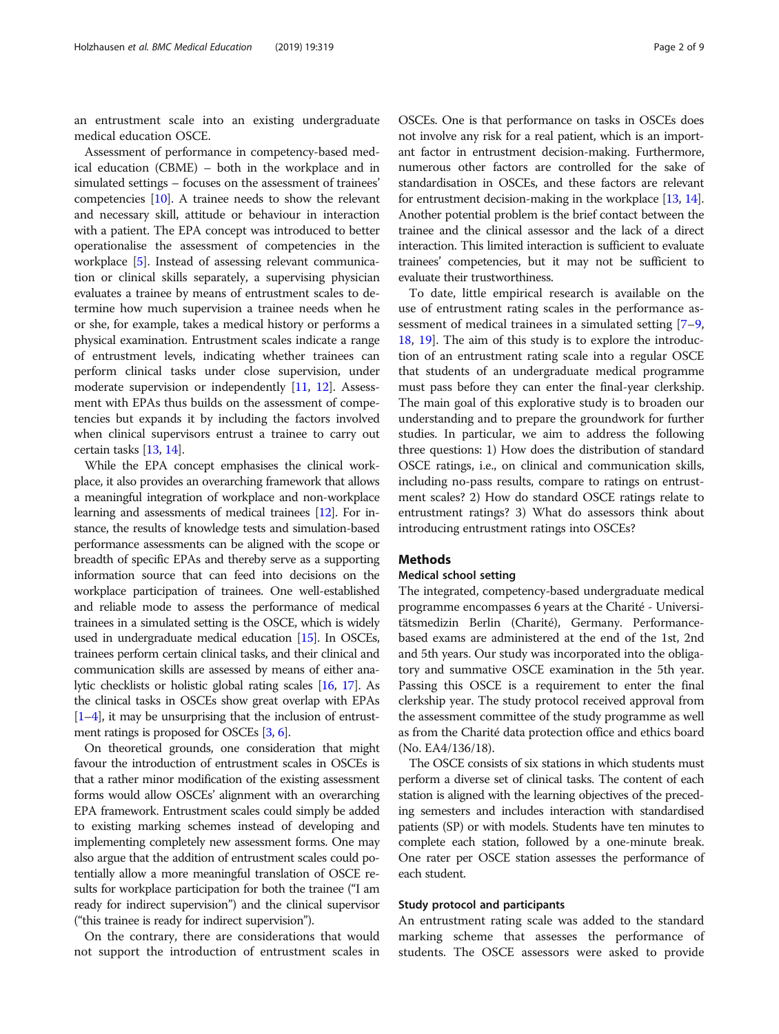an entrustment scale into an existing undergraduate medical education OSCE.

Assessment of performance in competency-based medical education (CBME) – both in the workplace and in simulated settings – focuses on the assessment of trainees' competencies [10]. A trainee needs to show the relevant and necessary skill, attitude or behaviour in interaction with a patient. The EPA concept was introduced to better operationalise the assessment of competencies in the workplace [5]. Instead of assessing relevant communication or clinical skills separately, a supervising physician evaluates a trainee by means of entrustment scales to determine how much supervision a trainee needs when he or she, for example, takes a medical history or performs a physical examination. Entrustment scales indicate a range of entrustment levels, indicating whether trainees can perform clinical tasks under close supervision, under moderate supervision or independently [11, 12]. Assessment with EPAs thus builds on the assessment of competencies but expands it by including the factors involved when clinical supervisors entrust a trainee to carry out certain tasks [13, 14].

While the EPA concept emphasises the clinical workplace, it also provides an overarching framework that allows a meaningful integration of workplace and non-workplace learning and assessments of medical trainees [12]. For instance, the results of knowledge tests and simulation-based performance assessments can be aligned with the scope or breadth of specific EPAs and thereby serve as a supporting information source that can feed into decisions on the workplace participation of trainees. One well-established and reliable mode to assess the performance of medical trainees in a simulated setting is the OSCE, which is widely used in undergraduate medical education [15]. In OSCEs, trainees perform certain clinical tasks, and their clinical and communication skills are assessed by means of either analytic checklists or holistic global rating scales [16, 17]. As the clinical tasks in OSCEs show great overlap with EPAs [1–4], it may be unsurprising that the inclusion of entrustment ratings is proposed for OSCEs [3, 6].

On theoretical grounds, one consideration that might favour the introduction of entrustment scales in OSCEs is that a rather minor modification of the existing assessment forms would allow OSCEs' alignment with an overarching EPA framework. Entrustment scales could simply be added to existing marking schemes instead of developing and implementing completely new assessment forms. One may also argue that the addition of entrustment scales could potentially allow a more meaningful translation of OSCE results for workplace participation for both the trainee ("I am ready for indirect supervision") and the clinical supervisor ("this trainee is ready for indirect supervision").

On the contrary, there are considerations that would not support the introduction of entrustment scales in OSCEs. One is that performance on tasks in OSCEs does not involve any risk for a real patient, which is an important factor in entrustment decision-making. Furthermore, numerous other factors are controlled for the sake of standardisation in OSCEs, and these factors are relevant for entrustment decision-making in the workplace [13, 14]. Another potential problem is the brief contact between the trainee and the clinical assessor and the lack of a direct interaction. This limited interaction is sufficient to evaluate trainees' competencies, but it may not be sufficient to evaluate their trustworthiness.

To date, little empirical research is available on the use of entrustment rating scales in the performance assessment of medical trainees in a simulated setting [7–9, 18, 19]. The aim of this study is to explore the introduction of an entrustment rating scale into a regular OSCE that students of an undergraduate medical programme must pass before they can enter the final-year clerkship. The main goal of this explorative study is to broaden our understanding and to prepare the groundwork for further studies. In particular, we aim to address the following three questions: 1) How does the distribution of standard OSCE ratings, i.e., on clinical and communication skills, including no-pass results, compare to ratings on entrustment scales? 2) How do standard OSCE ratings relate to entrustment ratings? 3) What do assessors think about introducing entrustment ratings into OSCEs?

## Methods

### Medical school setting

The integrated, competency-based undergraduate medical programme encompasses 6 years at the Charité - Universitätsmedizin Berlin (Charité), Germany. Performance-based exams are administered at the end of the 1st, 2nd and 5th years. Our study was incorporated into the obligatory and summative OSCE examination in the 5th year. Passing this OSCE is a requirement to enter the final clerkship year. The study protocol received approval from the assessment committee of the study programme as well as from the Charité data protection office and ethics board (No. EA4/136/18).

The OSCE consists of six stations in which students must perform a diverse set of clinical tasks. The content of each station is aligned with the learning objectives of the preceding semesters and includes interaction with standardised patients (SP) or with models. Students have ten minutes to complete each station, followed by a one-minute break. One rater per OSCE station assesses the performance of each student.

### Study protocol and participants

An entrustment rating scale was added to the standard marking scheme that assesses the performance of students. The OSCE assessors were asked to provide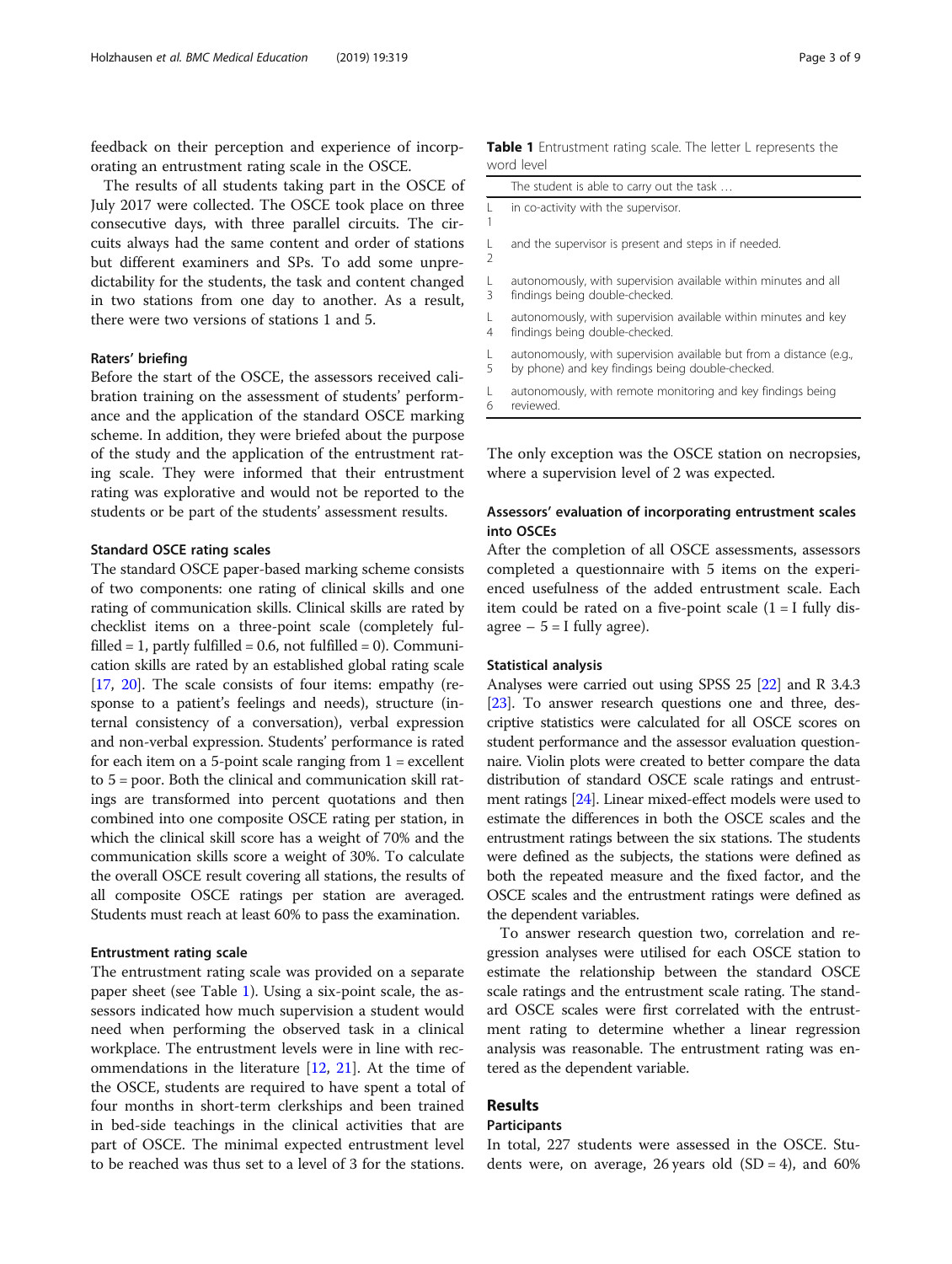feedback on their perception and experience of incorporating an entrustment rating scale in the OSCE.

The results of all students taking part in the OSCE of July 2017 were collected. The OSCE took place on three consecutive days, with three parallel circuits. The circuits always had the same content and order of stations but different examiners and SPs. To add some unpredictability for the students, the task and content changed in two stations from one day to another. As a result, there were two versions of stations 1 and 5.

### Raters' briefing

Before the start of the OSCE, the assessors received calibration training on the assessment of students' performance and the application of the standard OSCE marking scheme. In addition, they were briefed about the purpose of the study and the application of the entrustment rating scale. They were informed that their entrustment rating was explorative and would not be reported to the students or be part of the students' assessment results.

### Standard OSCE rating scales

The standard OSCE paper-based marking scheme consists of two components: one rating of clinical skills and one rating of communication skills. Clinical skills are rated by checklist items on a three-point scale (completely fulfilled = 1, partly fulfilled = 0.6, not fulfilled = 0). Communication skills are rated by an established global rating scale [17, 20]. The scale consists of four items: empathy (response to a patient's feelings and needs), structure (internal consistency of a conversation), verbal expression and non-verbal expression. Students' performance is rated for each item on a 5-point scale ranging from 1 = excellent to 5 = poor. Both the clinical and communication skill ratings are transformed into percent quotations and then combined into one composite OSCE rating per station, in which the clinical skill score has a weight of 70% and the communication skills score a weight of 30%. To calculate the overall OSCE result covering all stations, the results of all composite OSCE ratings per station are averaged. Students must reach at least 60% to pass the examination.

### Entrustment rating scale

The entrustment rating scale was provided on a separate paper sheet (see Table 1). Using a six-point scale, the assessors indicated how much supervision a student would need when performing the observed task in a clinical workplace. The entrustment levels were in line with recommendations in the literature [12, 21]. At the time of the OSCE, students are required to have spent a total of four months in short-term clerkships and been trained in bed-side teachings in the clinical activities that are part of OSCE. The minimal expected entrustment level to be reached was thus set to a level of 3 for the stations.

**Table 1** Entrustment rating scale. The letter L represents the word level

| | The student is able to carry out the task … |
|---|---|
| L 1 | in co-activity with the supervisor. |
| L 2 | and the supervisor is present and steps in if needed. |
| L 3 | autonomously, with supervision available within minutes and all findings being double-checked. |
| L 4 | autonomously, with supervision available within minutes and key findings being double-checked. |
| L 5 | autonomously, with supervision available but from a distance (e.g., by phone) and key findings being double-checked. |
| L 6 | autonomously, with remote monitoring and key findings being reviewed. |

The only exception was the OSCE station on necropsies, where a supervision level of 2 was expected.

### Assessors' evaluation of incorporating entrustment scales into OSCEs

After the completion of all OSCE assessments, assessors completed a questionnaire with 5 items on the experienced usefulness of the added entrustment scale. Each item could be rated on a five-point scale (1 = I fully disagree – 5 = I fully agree).

### Statistical analysis

Analyses were carried out using SPSS 25 [22] and R 3.4.3 [23]. To answer research questions one and three, descriptive statistics were calculated for all OSCE scores on student performance and the assessor evaluation questionnaire. Violin plots were created to better compare the data distribution of standard OSCE scale ratings and entrustment ratings [24]. Linear mixed-effect models were used to estimate the differences in both the OSCE scales and the entrustment ratings between the six stations. The students were defined as the subjects, the stations were defined as both the repeated measure and the fixed factor, and the OSCE scales and the entrustment ratings were defined as the dependent variables.

To answer research question two, correlation and regression analyses were utilised for each OSCE station to estimate the relationship between the standard OSCE scale ratings and the entrustment scale rating. The standard OSCE scales were first correlated with the entrustment rating to determine whether a linear regression analysis was reasonable. The entrustment rating was entered as the dependent variable.

## Results

### Participants

In total, 227 students were assessed in the OSCE. Students were, on average, 26 years old (SD = 4), and 60%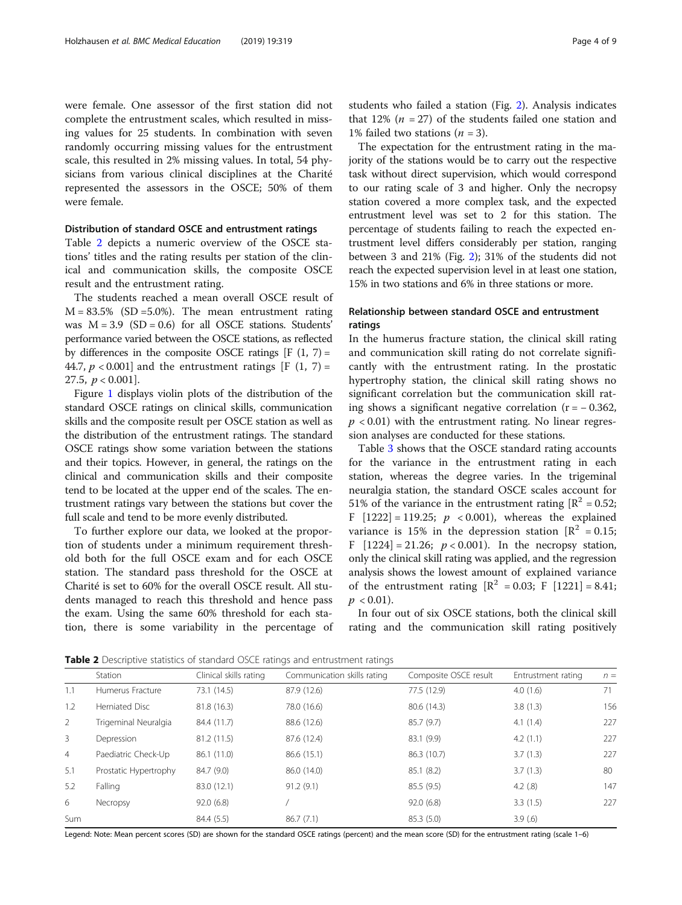were female. One assessor of the first station did not complete the entrustment scales, which resulted in missing values for 25 students. In combination with seven randomly occurring missing values for the entrustment scale, this resulted in 2% missing values. In total, 54 physicians from various clinical disciplines at the Charité represented the assessors in the OSCE; 50% of them were female.

### Distribution of standard OSCE and entrustment ratings

Table 2 depicts a numeric overview of the OSCE stations' titles and the rating results per station of the clinical and communication skills, the composite OSCE result and the entrustment rating.

The students reached a mean overall OSCE result of $M = 83.5\%$ ($SD = 5.0\%$). The mean entrustment rating was $M = 3.9$ ($SD = 0.6$) for all OSCE stations. Students' performance varied between the OSCE stations, as reflected by differences in the composite OSCE ratings [$F(1, 7) = 44.7$, $p < 0.001$] and the entrustment ratings [$F(1, 7) = 27.5$, $p < 0.001$].

Figure 1 displays violin plots of the distribution of the standard OSCE ratings on clinical skills, communication skills and the composite result per OSCE station as well as the distribution of the entrustment ratings. The standard OSCE ratings show some variation between the stations and their topics. However, in general, the ratings on the clinical and communication skills and their composite tend to be located at the upper end of the scales. The entrustment ratings vary between the stations but cover the full scale and tend to be more evenly distributed.

To further explore our data, we looked at the proportion of students under a minimum requirement threshold both for the full OSCE exam and for each OSCE station. The standard pass threshold for the OSCE at Charité is set to 60% for the overall OSCE result. All students managed to reach this threshold and hence pass the exam. Using the same 60% threshold for each station, there is some variability in the percentage of students who failed a station (Fig. 2). Analysis indicates that 12% ($n = 27$) of the students failed one station and 1% failed two stations ($n = 3$).

The expectation for the entrustment rating in the majority of the stations would be to carry out the respective task without direct supervision, which would correspond to our rating scale of 3 and higher. Only the necropsy station covered a more complex task, and the expected entrustment level was set to 2 for this station. The percentage of students failing to reach the expected entrustment level differs considerably per station, ranging between 3 and 21% (Fig. 2); 31% of the students did not reach the expected supervision level in at least one station, 15% in two stations and 6% in three stations or more.

### Relationship between standard OSCE and entrustment ratings

In the humerus fracture station, the clinical skill rating and communication skill rating do not correlate significantly with the entrustment rating. In the prostatic hypertrophy station, the clinical skill rating shows no significant correlation but the communication skill rating shows a significant negative correlation ($r = -0.362$, $p < 0.01$) with the entrustment rating. No linear regression analyses are conducted for these stations.

Table 3 shows that the OSCE standard rating accounts for the variance in the entrustment rating in each station, whereas the degree varies. In the trigeminal neuralgia station, the standard OSCE scales account for 51% of the variance in the entrustment rating [$R^2 = 0.52$; $F[1222] = 119.25$; $p < 0.001$), whereas the explained variance is 15% in the depression station [$R^2 = 0.15$; $F[1224] = 21.26$; $p < 0.001$). In the necropsy station, only the clinical skill rating was applied, and the regression analysis shows the lowest amount of explained variance of the entrustment rating [$R^2 = 0.03$; $F[1221] = 8.41$; $p < 0.01$).

In four out of six OSCE stations, both the clinical skill rating and the communication skill rating positively

**Table 2** Descriptive statistics of standard OSCE ratings and entrustment ratings

| | Station | Clinical skills rating | Communication skills rating | Composite OSCE result | Entrustment rating | n = |
|---|---|---|---|---|---|---|
| 1.1 | Humerus Fracture | 73.1 (14.5) | 87.9 (12.6) | 77.5 (12.9) | 4.0 (1.6) | 71 |
| 1.2 | Herniated Disc | 81.8 (16.3) | 78.0 (16.6) | 80.6 (14.3) | 3.8 (1.3) | 156 |
| 2 | Trigeminal Neuralgia | 84.4 (11.7) | 88.6 (12.6) | 85.7 (9.7) | 4.1 (1.4) | 227 |
| 3 | Depression | 81.2 (11.5) | 87.6 (12.4) | 83.1 (9.9) | 4.2 (1.1) | 227 |
| 4 | Paediatric Check-Up | 86.1 (11.0) | 86.6 (15.1) | 86.3 (10.7) | 3.7 (1.3) | 227 |
| 5.1 | Prostatic Hypertrophy | 84.7 (9.0) | 86.0 (14.0) | 85.1 (8.2) | 3.7 (1.3) | 80 |
| 5.2 | Falling | 83.0 (12.1) | 91.2 (9.1) | 85.5 (9.5) | 4.2 (.8) | 147 |
| 6 | Necropsy | 92.0 (6.8) | / | 92.0 (6.8) | 3.3 (1.5) | 227 |
| Sum | | 84.4 (5.5) | 86.7 (7.1) | 85.3 (5.0) | 3.9 (.6) | |

Legend: Note: Mean percent scores (SD) are shown for the standard OSCE ratings (percent) and the mean score (SD) for the entrustment rating (scale 1–6)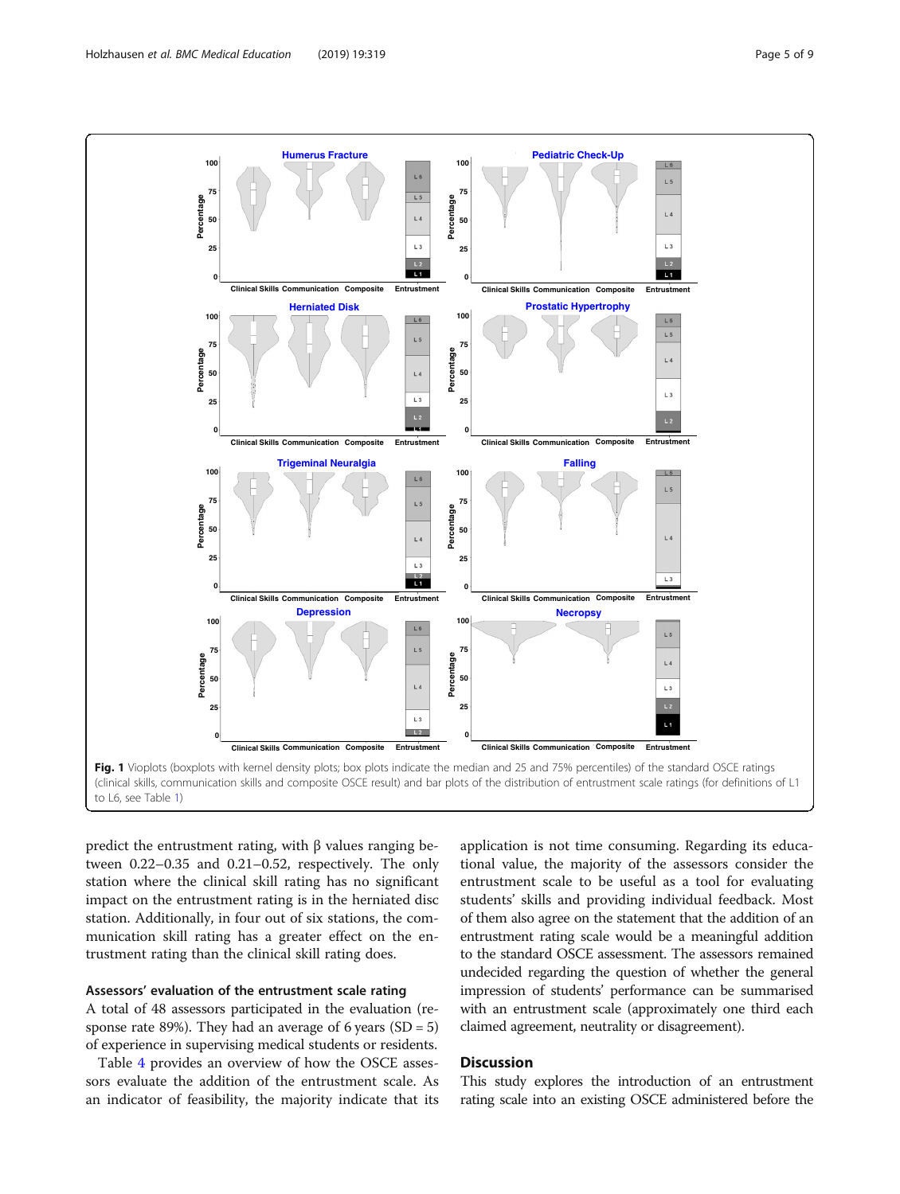**Fig. 1** Vioplots (boxplots with kernel density plots; box plots indicate the median and 25 and 75% percentiles) of the standard OSCE ratings (clinical skills, communication skills and composite OSCE result) and bar plots of the distribution of entrustment scale ratings (for definitions of L1 to L6, see Table 1)

predict the entrustment rating, with β values ranging between 0.22–0.35 and 0.21–0.52, respectively. The only station where the clinical skill rating has no significant impact on the entrustment rating is in the herniated disc station. Additionally, in four out of six stations, the communication skill rating has a greater effect on the entrustment rating than the clinical skill rating does.

### Assessors' evaluation of the entrustment scale rating

A total of 48 assessors participated in the evaluation (response rate 89%). They had an average of 6 years (SD = 5) of experience in supervising medical students or residents.

Table 4 provides an overview of how the OSCE assessors evaluate the addition of the entrustment scale. As an indicator of feasibility, the majority indicate that its application is not time consuming. Regarding its educational value, the majority of the assessors consider the entrustment scale to be useful as a tool for evaluating students' skills and providing individual feedback. Most of them also agree on the statement that the addition of an entrustment rating scale would be a meaningful addition to the standard OSCE assessment. The assessors remained undecided regarding the question of whether the general impression of students' performance can be summarised with an entrustment scale (approximately one third each claimed agreement, neutrality or disagreement).

## Discussion

This study explores the introduction of an entrustment rating scale into an existing OSCE administered before the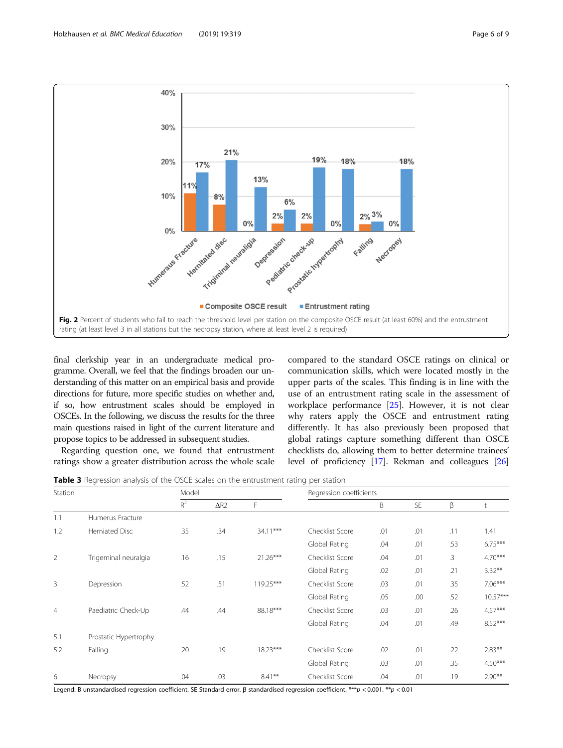**Fig. 2** Percent of students who fail to reach the threshold level per station on the composite OSCE result (at least 60%) and the entrustment rating (at least level 3 in all stations but the necropsy station, where at least level 2 is required)

final clerkship year in an undergraduate medical programme. Overall, we feel that the findings broaden our understanding of this matter on an empirical basis and provide directions for future, more specific studies on whether and, if so, how entrustment scales should be employed in OSCEs. In the following, we discuss the results for the three main questions raised in light of the current literature and propose topics to be addressed in subsequent studies.

Regarding question one, we found that entrustment ratings show a greater distribution across the whole scale compared to the standard OSCE ratings on clinical or communication skills, which were located mostly in the upper parts of the scales. This finding is in line with the use of an entrustment rating scale in the assessment of workplace performance [25]. However, it is not clear why raters apply the OSCE and entrustment rating differently. It has also previously been proposed that global ratings capture something different than OSCE checklists do, allowing them to better determine trainees' level of proficiency [17]. Rekman and colleagues [26]

**Table 3** Regression analysis of the OSCE scales on the entrustment rating per station

| Station | | Model | | | Regression coefficients | | | | |
|---|---|---|---|---|---|---|---|---|---|
| | | $R^2$ | ΔR2 | F | | B | SE | β | t |
| 1.1 | Humerus Fracture | | | | | | | | |
| 1.2 | Herniated Disc | .35 | .34 | 34.11*** | Checklist Score | .01 | .01 | .11 | 1.41 |
| | | | | | Global Rating | .04 | .01 | .53 | 6.75*** |
| 2 | Trigeminal neuralgia | .16 | .15 | 21.26*** | Checklist Score | .04 | .01 | .3 | 4.70*** |
| | | | | | Global Rating | .02 | .01 | .21 | 3.32** |
| 3 | Depression | .52 | .51 | 119.25*** | Checklist Score | .03 | .01 | .35 | 7.06*** |
| | | | | | Global Rating | .05 | .00 | .52 | 10.57*** |
| 4 | Paediatric Check-Up | .44 | .44 | 88.18*** | Checklist Score | .03 | .01 | .26 | 4.57*** |
| | | | | | Global Rating | .04 | .01 | .49 | 8.52*** |
| 5.1 | Prostatic Hypertrophy | | | | | | | | |
| 5.2 | Falling | .20 | .19 | 18.23*** | Checklist Score | .02 | .01 | .22 | 2.83** |
| | | | | | Global Rating | .03 | .01 | .35 | 4.50*** |
| 6 | Necropsy | .04 | .03 | 8.41** | Checklist Score | .04 | .01 | .19 | 2.90** |

Legend: B unstandardised regression coefficient. SE Standard error. β standardised regression coefficient. *** $p < 0.001$. ** $p < 0.01$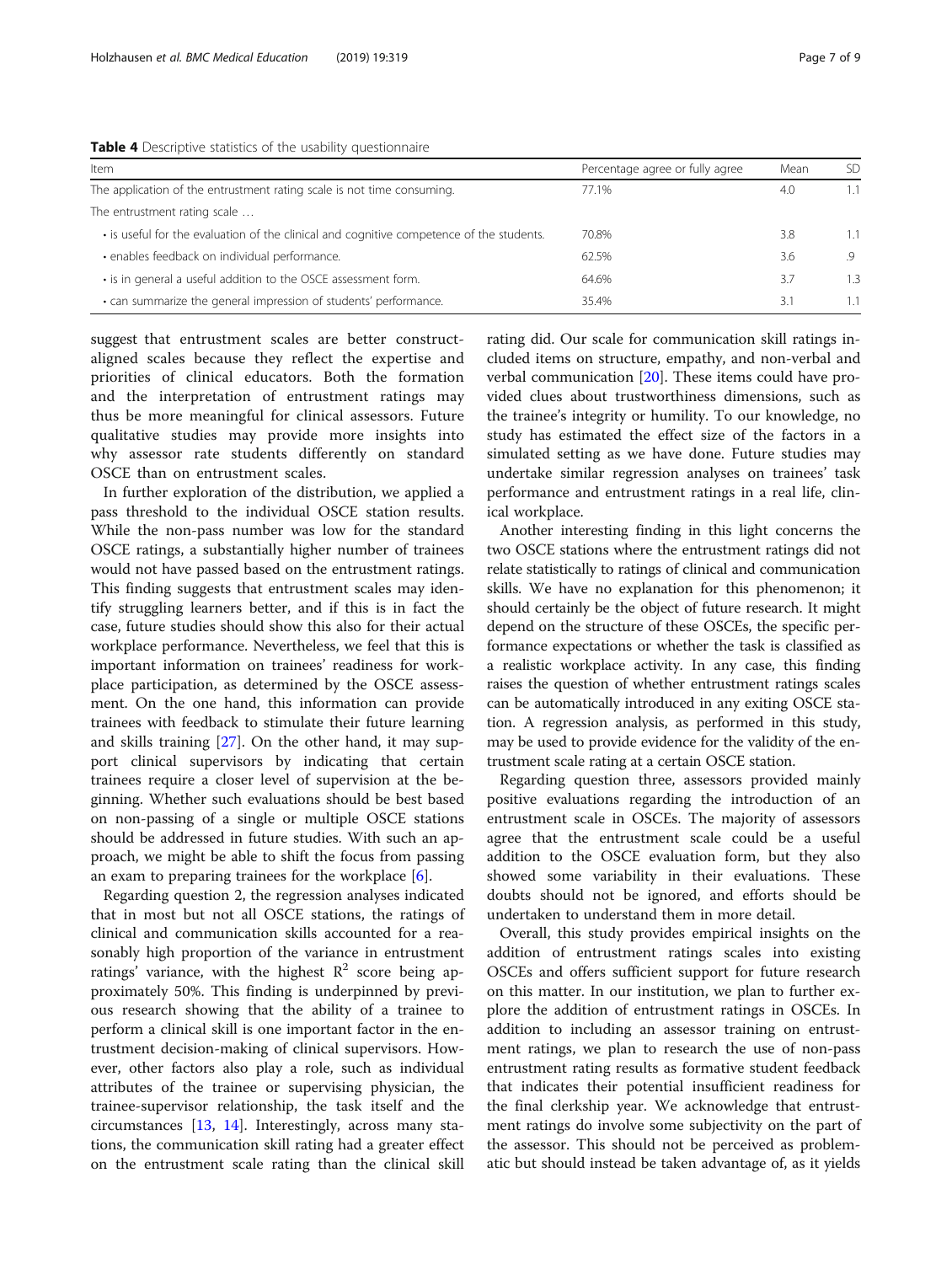**Table 4** Descriptive statistics of the usability questionnaire

| Item | Percentage agree or fully agree | Mean | SD |
|---|---|---|---|
| The application of the entrustment rating scale is not time consuming. | 77.1% | 4.0 | 1.1 |
| The entrustment rating scale … | | | |
| • is useful for the evaluation of the clinical and cognitive competence of the students. | 70.8% | 3.8 | 1.1 |
| • enables feedback on individual performance. | 62.5% | 3.6 | .9 |
| • is in general a useful addition to the OSCE assessment form. | 64.6% | 3.7 | 1.3 |
| • can summarize the general impression of students' performance. | 35.4% | 3.1 | 1.1 |

suggest that entrustment scales are better construct-aligned scales because they reflect the expertise and priorities of clinical educators. Both the formation and the interpretation of entrustment ratings may thus be more meaningful for clinical assessors. Future qualitative studies may provide more insights into why assessor rate students differently on standard OSCE than on entrustment scales.

In further exploration of the distribution, we applied a pass threshold to the individual OSCE station results. While the non-pass number was low for the standard OSCE ratings, a substantially higher number of trainees would not have passed based on the entrustment ratings. This finding suggests that entrustment scales may identify struggling learners better, and if this is in fact the case, future studies should show this also for their actual workplace performance. Nevertheless, we feel that this is important information on trainees' readiness for workplace participation, as determined by the OSCE assessment. On the one hand, this information can provide trainees with feedback to stimulate their future learning and skills training [27]. On the other hand, it may support clinical supervisors by indicating that certain trainees require a closer level of supervision at the beginning. Whether such evaluations should be best based on non-passing of a single or multiple OSCE stations should be addressed in future studies. With such an approach, we might be able to shift the focus from passing an exam to preparing trainees for the workplace [6].

Regarding question 2, the regression analyses indicated that in most but not all OSCE stations, the ratings of clinical and communication skills accounted for a reasonably high proportion of the variance in entrustment ratings' variance, with the highest $R^2$ score being approximately 50%. This finding is underpinned by previous research showing that the ability of a trainee to perform a clinical skill is one important factor in the entrustment decision-making of clinical supervisors. However, other factors also play a role, such as individual attributes of the trainee or supervising physician, the trainee-supervisor relationship, the task itself and the circumstances [13, 14]. Interestingly, across many stations, the communication skill rating had a greater effect on the entrustment scale rating than the clinical skill rating did. Our scale for communication skill ratings included items on structure, empathy, and non-verbal and verbal communication [20]. These items could have provided clues about trustworthiness dimensions, such as the trainee's integrity or humility. To our knowledge, no study has estimated the effect size of the factors in a simulated setting as we have done. Future studies may undertake similar regression analyses on trainees' task performance and entrustment ratings in a real life, clinical workplace.

Another interesting finding in this light concerns the two OSCE stations where the entrustment ratings did not relate statistically to ratings of clinical and communication skills. We have no explanation for this phenomenon; it should certainly be the object of future research. It might depend on the structure of these OSCEs, the specific performance expectations or whether the task is classified as a realistic workplace activity. In any case, this finding raises the question of whether entrustment ratings scales can be automatically introduced in any exiting OSCE station. A regression analysis, as performed in this study, may be used to provide evidence for the validity of the entrustment scale rating at a certain OSCE station.

Regarding question three, assessors provided mainly positive evaluations regarding the introduction of an entrustment scale in OSCEs. The majority of assessors agree that the entrustment scale could be a useful addition to the OSCE evaluation form, but they also showed some variability in their evaluations. These doubts should not be ignored, and efforts should be undertaken to understand them in more detail.

Overall, this study provides empirical insights on the addition of entrustment ratings scales into existing OSCEs and offers sufficient support for future research on this matter. In our institution, we plan to further explore the addition of entrustment ratings in OSCEs. In addition to including an assessor training on entrustment ratings, we plan to research the use of non-pass entrustment rating results as formative student feedback that indicates their potential insufficient readiness for the final clerkship year. We acknowledge that entrustment ratings do involve some subjectivity on the part of the assessor. This should not be perceived as problematic but should instead be taken advantage of, as it yields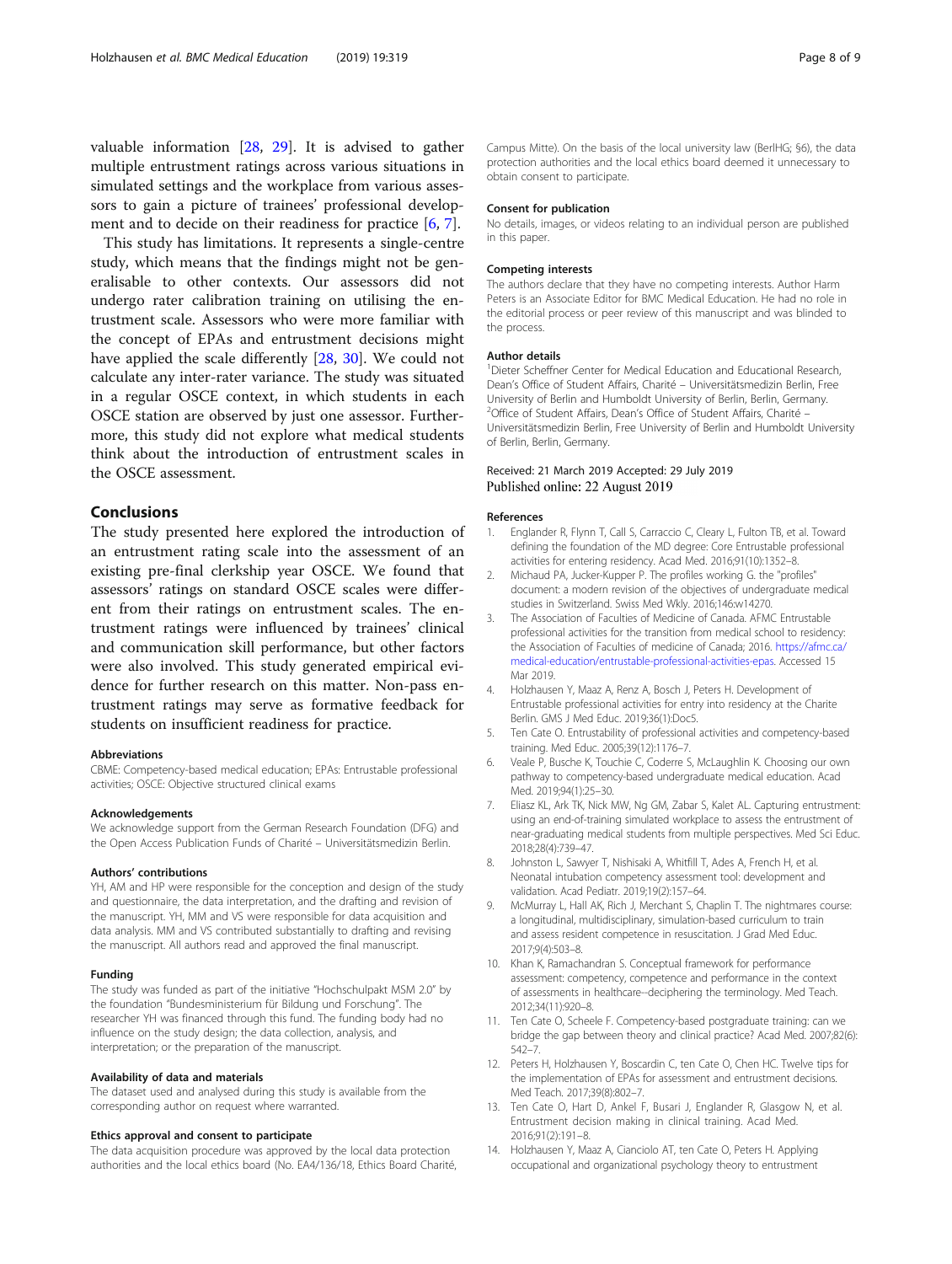valuable information [28, 29]. It is advised to gather multiple entrustment ratings across various situations in simulated settings and the workplace from various assessors to gain a picture of trainees' professional development and to decide on their readiness for practice [6, 7].

This study has limitations. It represents a single-centre study, which means that the findings might not be generalisable to other contexts. Our assessors did not undergo rater calibration training on utilising the entrustment scale. Assessors who were more familiar with the concept of EPAs and entrustment decisions might have applied the scale differently [28, 30]. We could not calculate any inter-rater variance. The study was situated in a regular OSCE context, in which students in each OSCE station are observed by just one assessor. Furthermore, this study did not explore what medical students think about the introduction of entrustment scales in the OSCE assessment.

## Conclusions

The study presented here explored the introduction of an entrustment rating scale into the assessment of an existing pre-final clerkship year OSCE. We found that assessors' ratings on standard OSCE scales were different from their ratings on entrustment scales. The entrustment ratings were influenced by trainees' clinical and communication skill performance, but other factors were also involved. This study generated empirical evidence for further research on this matter. Non-pass entrustment ratings may serve as formative feedback for students on insufficient readiness for practice.

### Abbreviations

CBME: Competency-based medical education; EPAs: Entrustable professional activities; OSCE: Objective structured clinical exams

### Acknowledgements

We acknowledge support from the German Research Foundation (DFG) and the Open Access Publication Funds of Charité – Universitätsmedizin Berlin.

### Authors' contributions

YH, AM and HP were responsible for the conception and design of the study and questionnaire, the data interpretation, and the drafting and revision of the manuscript. YH, MM and VS were responsible for data acquisition and data analysis. MM and VS contributed substantially to drafting and revising the manuscript. All authors read and approved the final manuscript.

### Funding

The study was funded as part of the initiative "Hochschulpakt MSM 2.0" by the foundation "Bundesministerium für Bildung und Forschung". The researcher YH was financed through this fund. The funding body had no influence on the study design; the data collection, analysis, and interpretation; or the preparation of the manuscript.

### Availability of data and materials

The dataset used and analysed during this study is available from the corresponding author on request where warranted.

### Ethics approval and consent to participate

The data acquisition procedure was approved by the local data protection authorities and the local ethics board (No. EA4/136/18, Ethics Board Charité, Campus Mitte). On the basis of the local university law (BerlHG; §6), the data protection authorities and the local ethics board deemed it unnecessary to obtain consent to participate.

### Consent for publication

No details, images, or videos relating to an individual person are published in this paper.

### Competing interests

The authors declare that they have no competing interests. Author Harm Peters is an Associate Editor for BMC Medical Education. He had no role in the editorial process or peer review of this manuscript and was blinded to the process.

### Author details

[1]Dieter Scheffner Center for Medical Education and Educational Research, Dean's Office of Student Affairs, Charité – Universitätsmedizin Berlin, Free University of Berlin and Humboldt University of Berlin, Berlin, Germany. [2]Office of Student Affairs, Dean's Office of Student Affairs, Charité – Universitätsmedizin Berlin, Free University of Berlin and Humboldt University of Berlin, Berlin, Germany.

Received: 21 March 2019 Accepted: 29 July 2019
Published online: 22 August 2019

### References

1. Englander R, Flynn T, Call S, Carraccio C, Cleary L, Fulton TB, et al. Toward defining the foundation of the MD degree: Core Entrustable professional activities for entering residency. Acad Med. 2016;91(10):1352–8.
2. Michaud PA, Jucker-Kupper P. The profiles working G. the "profiles" document: a modern revision of the objectives of undergraduate medical studies in Switzerland. Swiss Med Wkly. 2016;146:w14270.
3. The Association of Faculties of Medicine of Canada. AFMC Entrustable professional activities for the transition from medical school to residency: the Association of Faculties of medicine of Canada; 2016. https://afmc.ca/medical-education/entrustable-professional-activities-epas. Accessed 15 Mar 2019.
4. Holzhausen Y, Maaz A, Renz A, Bosch J, Peters H. Development of Entrustable professional activities for entry into residency at the Charite Berlin. GMS J Med Educ. 2019;36(1):Doc5.
5. Ten Cate O. Entrustability of professional activities and competency-based training. Med Educ. 2005;39(12):1176–7.
6. Veale P, Busche K, Touchie C, Coderre S, McLaughlin K. Choosing our own pathway to competency-based undergraduate medical education. Acad Med. 2019;94(1):25–30.
7. Eliasz KL, Ark TK, Nick MW, Ng GM, Zabar S, Kalet AL. Capturing entrustment: using an end-of-training simulated workplace to assess the entrustment of near-graduating medical students from multiple perspectives. Med Sci Educ. 2018;28(4):739–47.
8. Johnston L, Sawyer T, Nishisaki A, Whitfill T, Ades A, French H, et al. Neonatal intubation competency assessment tool: development and validation. Acad Pediatr. 2019;19(2):157–64.
9. McMurray L, Hall AK, Rich J, Merchant S, Chaplin T. The nightmares course: a longitudinal, multidisciplinary, simulation-based curriculum to train and assess resident competence in resuscitation. J Grad Med Educ. 2017;9(4):503–8.
10. Khan K, Ramachandran S. Conceptual framework for performance assessment: competency, competence and performance in the context of assessments in healthcare--deciphering the terminology. Med Teach. 2012;34(11):920–8.
11. Ten Cate O, Scheele F. Competency-based postgraduate training: can we bridge the gap between theory and clinical practice? Acad Med. 2007;82(6):542–7.
12. Peters H, Holzhausen Y, Boscardin C, ten Cate O, Chen HC. Twelve tips for the implementation of EPAs for assessment and entrustment decisions. Med Teach. 2017;39(8):802–7.
13. Ten Cate O, Hart D, Ankel F, Busari J, Englander R, Glasgow N, et al. Entrustment decision making in clinical training. Acad Med. 2016;91(2):191–8.
14. Holzhausen Y, Maaz A, Cianciolo AT, ten Cate O, Peters H. Applying occupational and organizational psychology theory to entrustment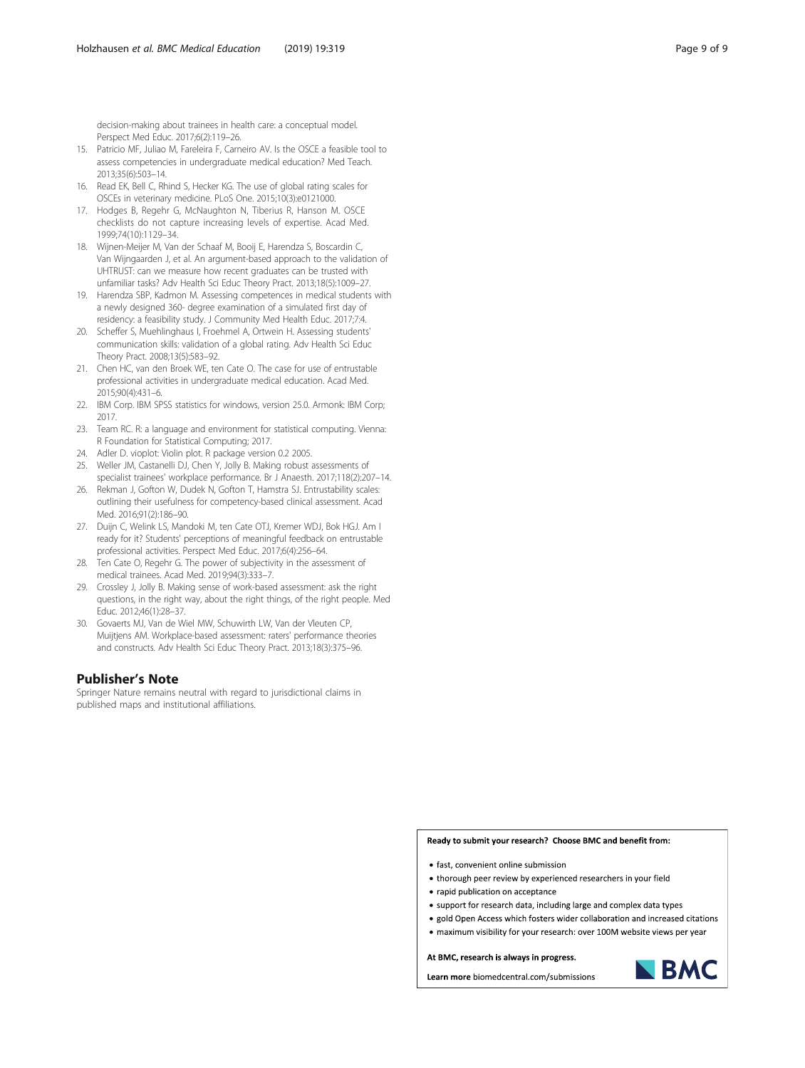decision-making about trainees in health care: a conceptual model. Perspect Med Educ. 2017;6(2):119–26.

15. Patricio MF, Juliao M, Fareleira F, Carneiro AV. Is the OSCE a feasible tool to assess competencies in undergraduate medical education? Med Teach. 2013;35(6):503–14.
16. Read EK, Bell C, Rhind S, Hecker KG. The use of global rating scales for OSCEs in veterinary medicine. PLoS One. 2015;10(3):e0121000.
17. Hodges B, Regehr G, McNaughton N, Tiberius R, Hanson M. OSCE checklists do not capture increasing levels of expertise. Acad Med. 1999;74(10):1129–34.
18. Wijnen-Meijer M, Van der Schaaf M, Booij E, Harendza S, Boscardin C, Van Wijngaarden J, et al. An argument-based approach to the validation of UHTRUST: can we measure how recent graduates can be trusted with unfamiliar tasks? Adv Health Sci Educ Theory Pract. 2013;18(5):1009–27.
19. Harendza SBP, Kadmon M. Assessing competences in medical students with a newly designed 360- degree examination of a simulated first day of residency: a feasibility study. J Community Med Health Educ. 2017;7:4.
20. Scheffer S, Muehlinghaus I, Froehmel A, Ortwein H. Assessing students' communication skills: validation of a global rating. Adv Health Sci Educ Theory Pract. 2008;13(5):583–92.
21. Chen HC, van den Broek WE, ten Cate O. The case for use of entrustable professional activities in undergraduate medical education. Acad Med. 2015;90(4):431–6.
22. IBM Corp. IBM SPSS statistics for windows, version 25.0. Armonk: IBM Corp; 2017.
23. Team RC. R: a language and environment for statistical computing. Vienna: R Foundation for Statistical Computing; 2017.
24. Adler D. vioplot: Violin plot. R package version 0.2 2005.
25. Weller JM, Castanelli DJ, Chen Y, Jolly B. Making robust assessments of specialist trainees' workplace performance. Br J Anaesth. 2017;118(2):207–14.
26. Rekman J, Gofton W, Dudek N, Gofton T, Hamstra SJ. Entrustability scales: outlining their usefulness for competency-based clinical assessment. Acad Med. 2016;91(2):186–90.
27. Duijn C, Welink LS, Mandoki M, ten Cate OTJ, Kremer WDJ, Bok HGJ. Am I ready for it? Students' perceptions of meaningful feedback on entrustable professional activities. Perspect Med Educ. 2017;6(4):256–64.
28. Ten Cate O, Regehr G. The power of subjectivity in the assessment of medical trainees. Acad Med. 2019;94(3):333–7.
29. Crossley J, Jolly B. Making sense of work-based assessment: ask the right questions, in the right way, about the right things, of the right people. Med Educ. 2012;46(1):28–37.
30. Govaerts MJ, Van de Wiel MW, Schuwirth LW, Van der Vleuten CP, Muijtjens AM. Workplace-based assessment: raters' performance theories and constructs. Adv Health Sci Educ Theory Pract. 2013;18(3):375–96.

## Publisher's Note

Springer Nature remains neutral with regard to jurisdictional claims in published maps and institutional affiliations.

**Ready to submit your research? Choose BMC and benefit from:**

- fast, convenient online submission
- thorough peer review by experienced researchers in your field
- rapid publication on acceptance
- support for research data, including large and complex data types
- gold Open Access which fosters wider collaboration and increased citations
- maximum visibility for your research: over 100M website views per year

**At BMC, research is always in progress.**

**Learn more** biomedcentral.com/submissions

BMC